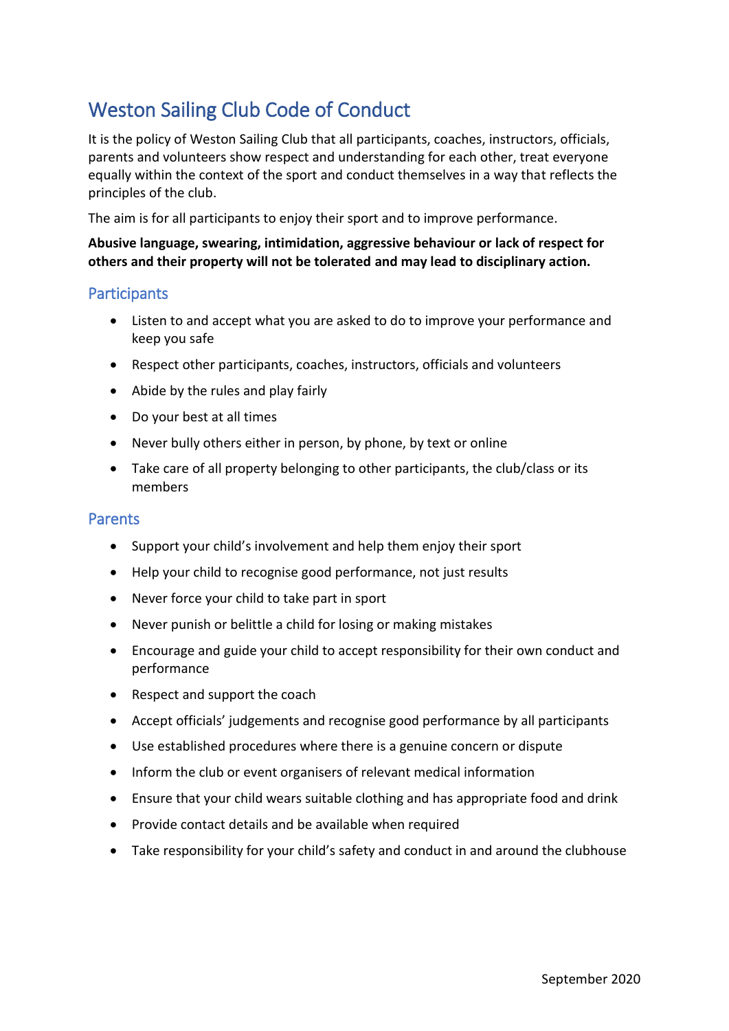# Weston Sailing Club Code of Conduct

It is the policy of Weston Sailing Club that all participants, coaches, instructors, officials, parents and volunteers show respect and understanding for each other, treat everyone equally within the context of the sport and conduct themselves in a way that reflects the principles of the club.

The aim is for all participants to enjoy their sport and to improve performance.

**Abusive language, swearing, intimidation, aggressive behaviour or lack of respect for others and their property will not be tolerated and may lead to disciplinary action.**

## Participants

- Listen to and accept what you are asked to do to improve your performance and keep you safe
- Respect other participants, coaches, instructors, officials and volunteers
- Abide by the rules and play fairly
- Do your best at all times
- Never bully others either in person, by phone, by text or online
- Take care of all property belonging to other participants, the club/class or its members

## Parents

- Support your child's involvement and help them enjoy their sport
- Help your child to recognise good performance, not just results
- Never force your child to take part in sport
- Never punish or belittle a child for losing or making mistakes
- Encourage and guide your child to accept responsibility for their own conduct and performance
- Respect and support the coach
- Accept officials' judgements and recognise good performance by all participants
- Use established procedures where there is a genuine concern or dispute
- Inform the club or event organisers of relevant medical information
- Ensure that your child wears suitable clothing and has appropriate food and drink
- Provide contact details and be available when required
- Take responsibility for your child's safety and conduct in and around the clubhouse

September 2020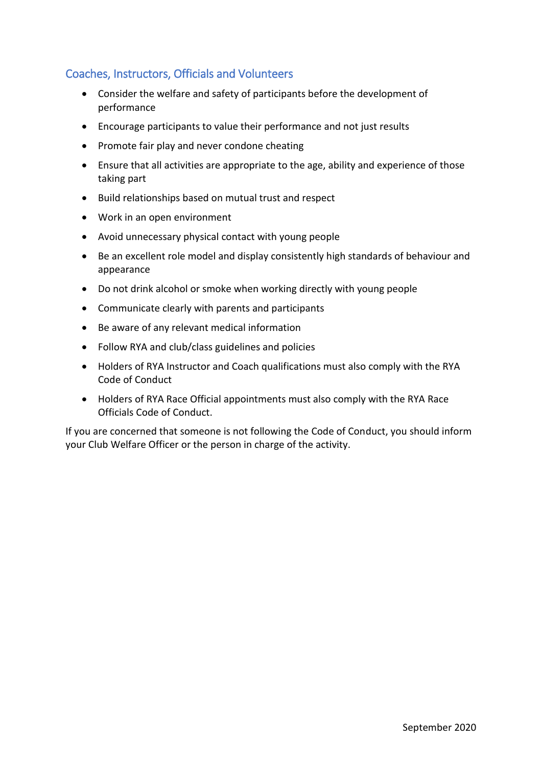## Coaches, Instructors, Officials and Volunteers

- Consider the welfare and safety of participants before the development of performance
- Encourage participants to value their performance and not just results
- Promote fair play and never condone cheating
- Ensure that all activities are appropriate to the age, ability and experience of those taking part
- Build relationships based on mutual trust and respect
- Work in an open environment
- Avoid unnecessary physical contact with young people
- Be an excellent role model and display consistently high standards of behaviour and appearance
- Do not drink alcohol or smoke when working directly with young people
- Communicate clearly with parents and participants
- Be aware of any relevant medical information
- Follow RYA and club/class guidelines and policies
- Holders of RYA Instructor and Coach qualifications must also comply with the RYA Code of Conduct
- Holders of RYA Race Official appointments must also comply with the RYA Race Officials Code of Conduct.

If you are concerned that someone is not following the Code of Conduct, you should inform your Club Welfare Officer or the person in charge of the activity.

September 2020